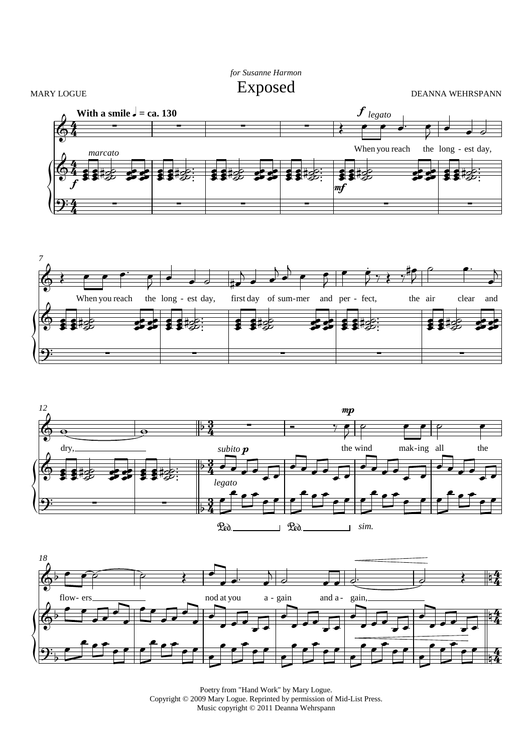*for Susanne Harmon*

# Exposed

MARY LOGUE

DEANNA WEHRSPANN

Poetry from "Hand Work" by Mary Logue.
Copyright © 2009 Mary Logue. Reprinted by permission of Mid-List Press.
Music copyright © 2011 Deanna Wehrspann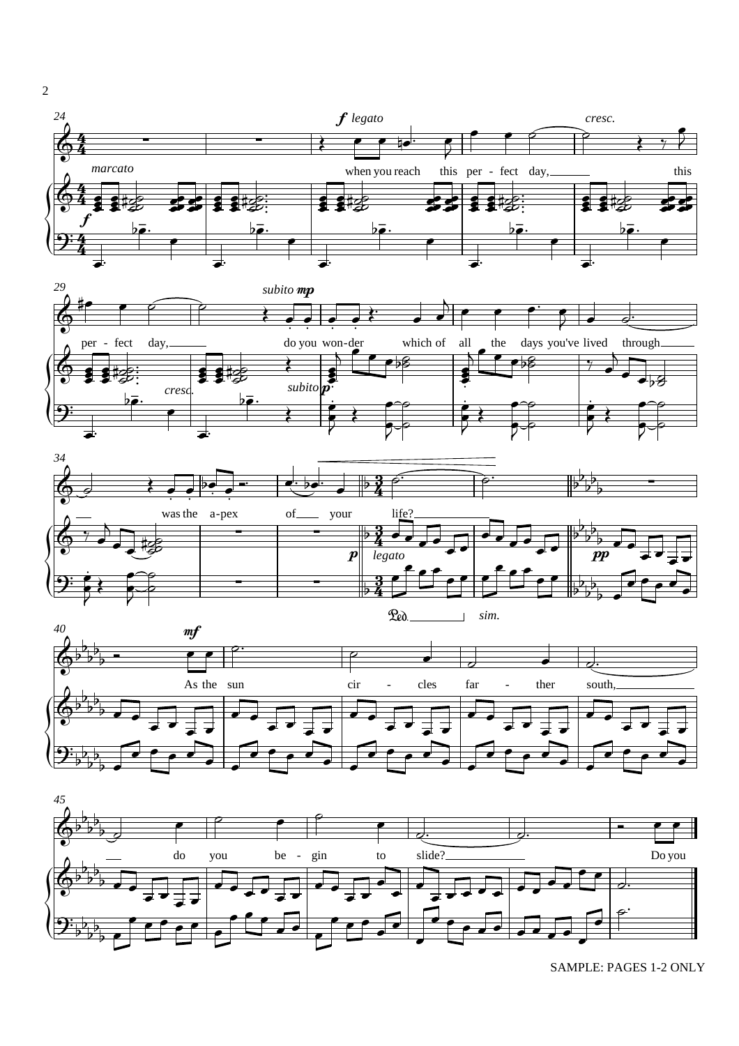when you reach this per - fect day, this per - fect day,

do you won - der which of all the days you've lived through was the a - pex of your life?

As the sun cir - cles far - ther south, do you be - gin to slide?

Do you

SAMPLE: PAGES 1-2 ONLY